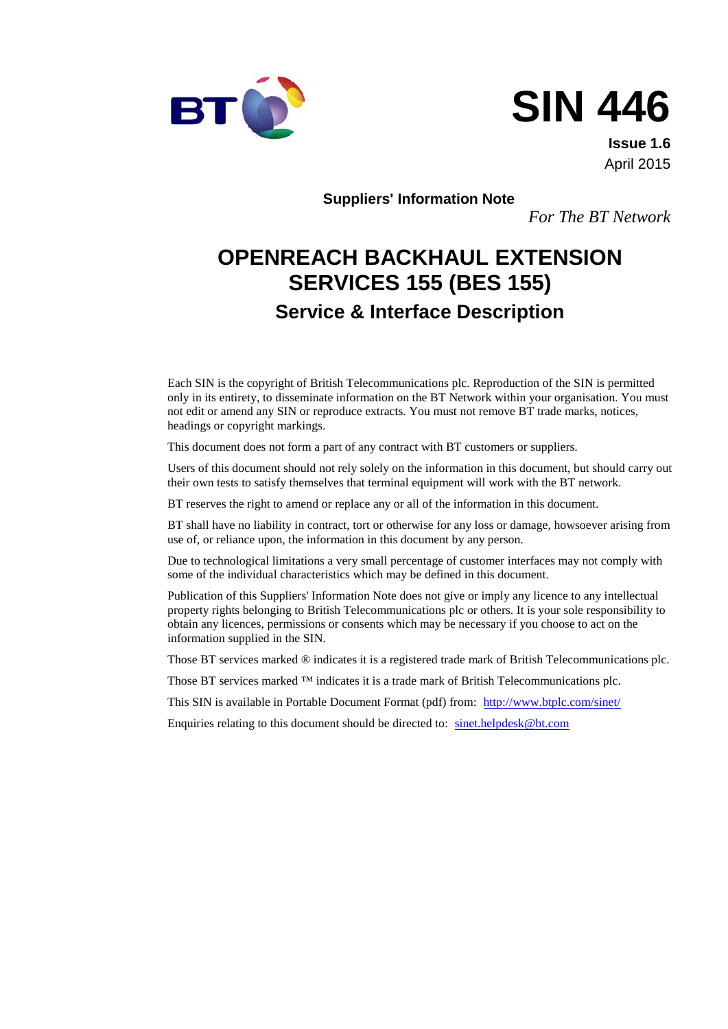# SIN 446

**Issue 1.6**

April 2015

**Suppliers' Information Note**

*For The BT Network*

# OPENREACH BACKHAUL EXTENSION SERVICES 155 (BES 155)

## Service & Interface Description

Each SIN is the copyright of British Telecommunications plc. Reproduction of the SIN is permitted only in its entirety, to disseminate information on the BT Network within your organisation. You must not edit or amend any SIN or reproduce extracts. You must not remove BT trade marks, notices, headings or copyright markings.

This document does not form a part of any contract with BT customers or suppliers.

Users of this document should not rely solely on the information in this document, but should carry out their own tests to satisfy themselves that terminal equipment will work with the BT network.

BT reserves the right to amend or replace any or all of the information in this document.

BT shall have no liability in contract, tort or otherwise for any loss or damage, howsoever arising from use of, or reliance upon, the information in this document by any person.

Due to technological limitations a very small percentage of customer interfaces may not comply with some of the individual characteristics which may be defined in this document.

Publication of this Suppliers' Information Note does not give or imply any licence to any intellectual property rights belonging to British Telecommunications plc or others. It is your sole responsibility to obtain any licences, permissions or consents which may be necessary if you choose to act on the information supplied in the SIN.

Those BT services marked ® indicates it is a registered trade mark of British Telecommunications plc.

Those BT services marked ™ indicates it is a trade mark of British Telecommunications plc.

This SIN is available in Portable Document Format (pdf) from: http://www.btplc.com/sinet/

Enquiries relating to this document should be directed to: sinet.helpdesk@bt.com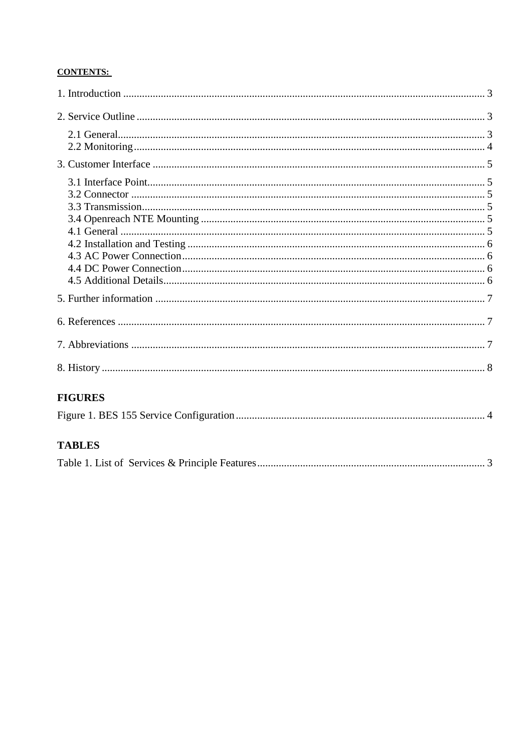**CONTENTS:**

1. Introduction ..................................................................................................................... 3

2. Service Outline ................................................................................................................ 3

  2.1 General....................................................................................................................... 3
  2.2 Monitoring ................................................................................................................. 4

3. Customer Interface .......................................................................................................... 5

  3.1 Interface Point............................................................................................................. 5
  3.2 Connector ................................................................................................................... 5
  3.3 Transmission............................................................................................................... 5
  3.4 Openreach NTE Mounting ......................................................................................... 5
  4.1 General ....................................................................................................................... 5
  4.2 Installation and Testing .............................................................................................. 6
  4.3 AC Power Connection................................................................................................ 6
  4.4 DC Power Connection................................................................................................ 6
  4.5 Additional Details....................................................................................................... 6

5. Further information .......................................................................................................... 7

6. References ....................................................................................................................... 7

7. Abbreviations .................................................................................................................. 7

8. History ............................................................................................................................. 8

**FIGURES**

Figure 1. BES 155 Service Configuration ............................................................................ 4

**TABLES**

Table 1. List of  Services & Principle Features .................................................................... 3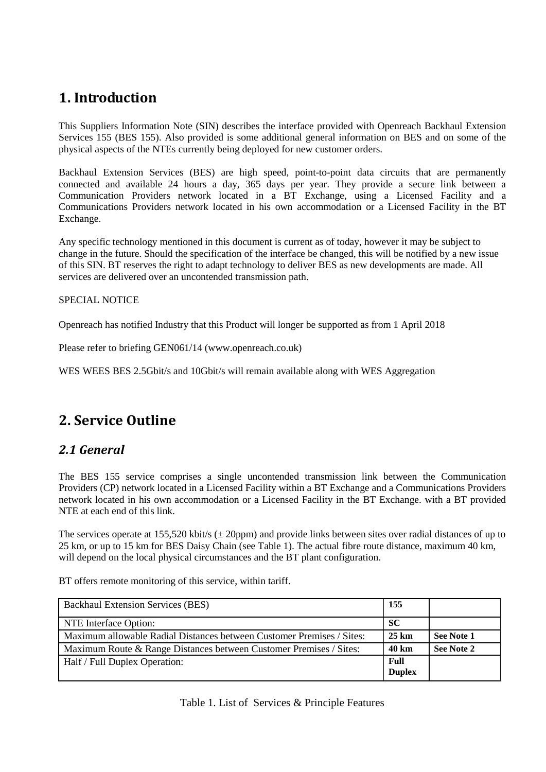# 1. Introduction

This Suppliers Information Note (SIN) describes the interface provided with Openreach Backhaul Extension Services 155 (BES 155). Also provided is some additional general information on BES and on some of the physical aspects of the NTEs currently being deployed for new customer orders.

Backhaul Extension Services (BES) are high speed, point-to-point data circuits that are permanently connected and available 24 hours a day, 365 days per year. They provide a secure link between a Communication Providers network located in a BT Exchange, using a Licensed Facility and a Communications Providers network located in his own accommodation or a Licensed Facility in the BT Exchange.

Any specific technology mentioned in this document is current as of today, however it may be subject to change in the future. Should the specification of the interface be changed, this will be notified by a new issue of this SIN. BT reserves the right to adapt technology to deliver BES as new developments are made. All services are delivered over an uncontended transmission path.

SPECIAL NOTICE

Openreach has notified Industry that this Product will longer be supported as from 1 April 2018

Please refer to briefing GEN061/14 (www.openreach.co.uk)

WES WEES BES 2.5Gbit/s and 10Gbit/s will remain available along with WES Aggregation

# 2. Service Outline

## *2.1 General*

The BES 155 service comprises a single uncontended transmission link between the Communication Providers (CP) network located in a Licensed Facility within a BT Exchange and a Communications Providers network located in his own accommodation or a Licensed Facility in the BT Exchange. with a BT provided NTE at each end of this link.

The services operate at 155,520 kbit/s (± 20ppm) and provide links between sites over radial distances of up to 25 km, or up to 15 km for BES Daisy Chain (see Table 1). The actual fibre route distance, maximum 40 km, will depend on the local physical circumstances and the BT plant configuration.

BT offers remote monitoring of this service, within tariff.

| Backhaul Extension Services (BES) | **155** | |
|---|---|---|
| NTE Interface Option: | **SC** | |
| Maximum allowable Radial Distances between Customer Premises / Sites: | **25 km** | **See Note 1** |
| Maximum Route & Range Distances between Customer Premises / Sites: | **40 km** | **See Note 2** |
| Half / Full Duplex Operation: | **Full Duplex** | |

Table 1. List of Services & Principle Features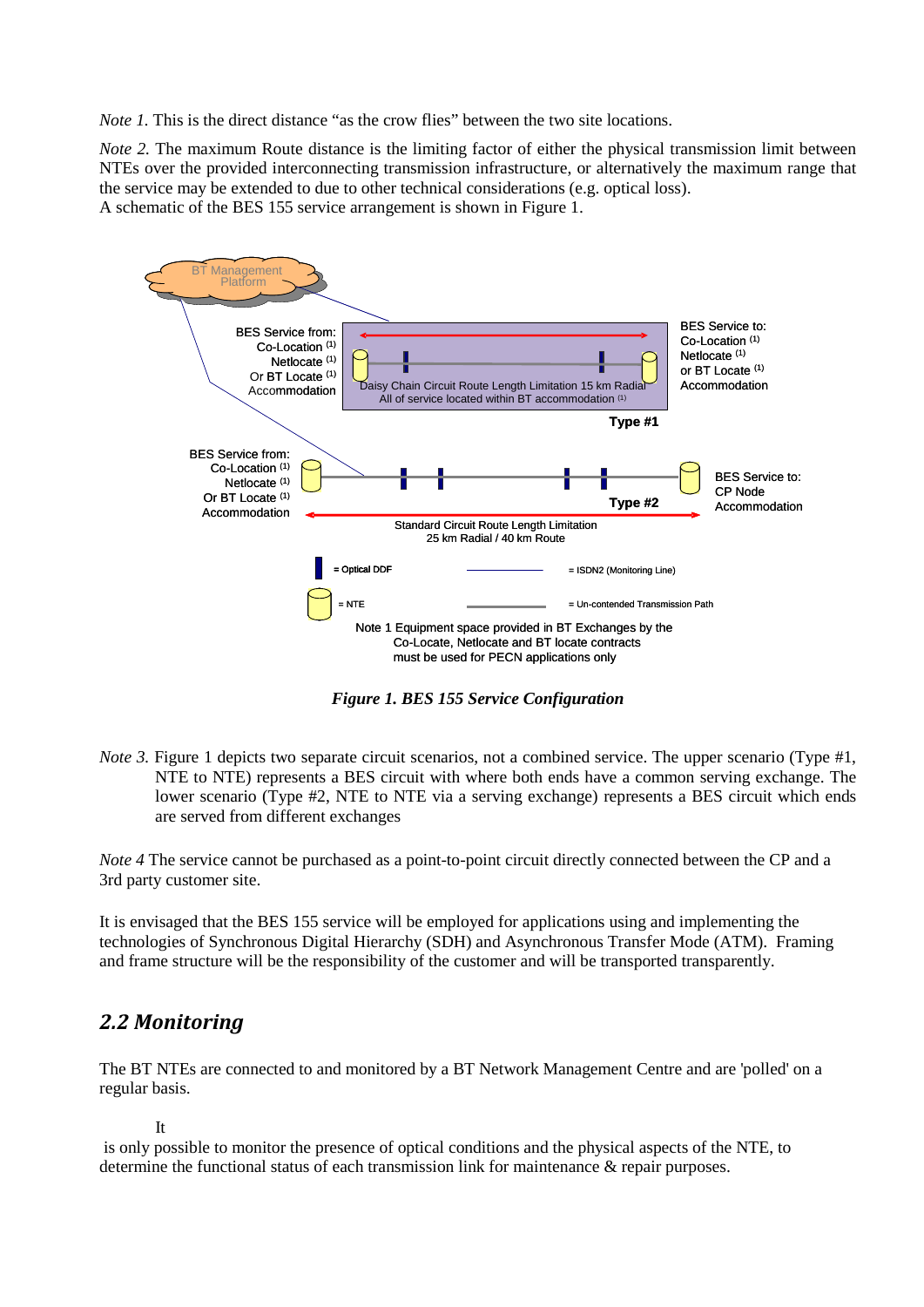*Note 1.* This is the direct distance "as the crow flies" between the two site locations.

*Note 2.* The maximum Route distance is the limiting factor of either the physical transmission limit between NTEs over the provided interconnecting transmission infrastructure, or alternatively the maximum range that the service may be extended to due to other technical considerations (e.g. optical loss).
A schematic of the BES 155 service arrangement is shown in Figure 1.

***Figure 1. BES 155 Service Configuration***

*Note 3.* Figure 1 depicts two separate circuit scenarios, not a combined service. The upper scenario (Type #1, NTE to NTE) represents a BES circuit with where both ends have a common serving exchange. The lower scenario (Type #2, NTE to NTE via a serving exchange) represents a BES circuit which ends are served from different exchanges

*Note 4* The service cannot be purchased as a point-to-point circuit directly connected between the CP and a 3rd party customer site.

It is envisaged that the BES 155 service will be employed for applications using and implementing the technologies of Synchronous Digital Hierarchy (SDH) and Asynchronous Transfer Mode (ATM). Framing and frame structure will be the responsibility of the customer and will be transported transparently.

## *2.2 Monitoring*

The BT NTEs are connected to and monitored by a BT Network Management Centre and are 'polled' on a regular basis.

It is only possible to monitor the presence of optical conditions and the physical aspects of the NTE, to determine the functional status of each transmission link for maintenance & repair purposes.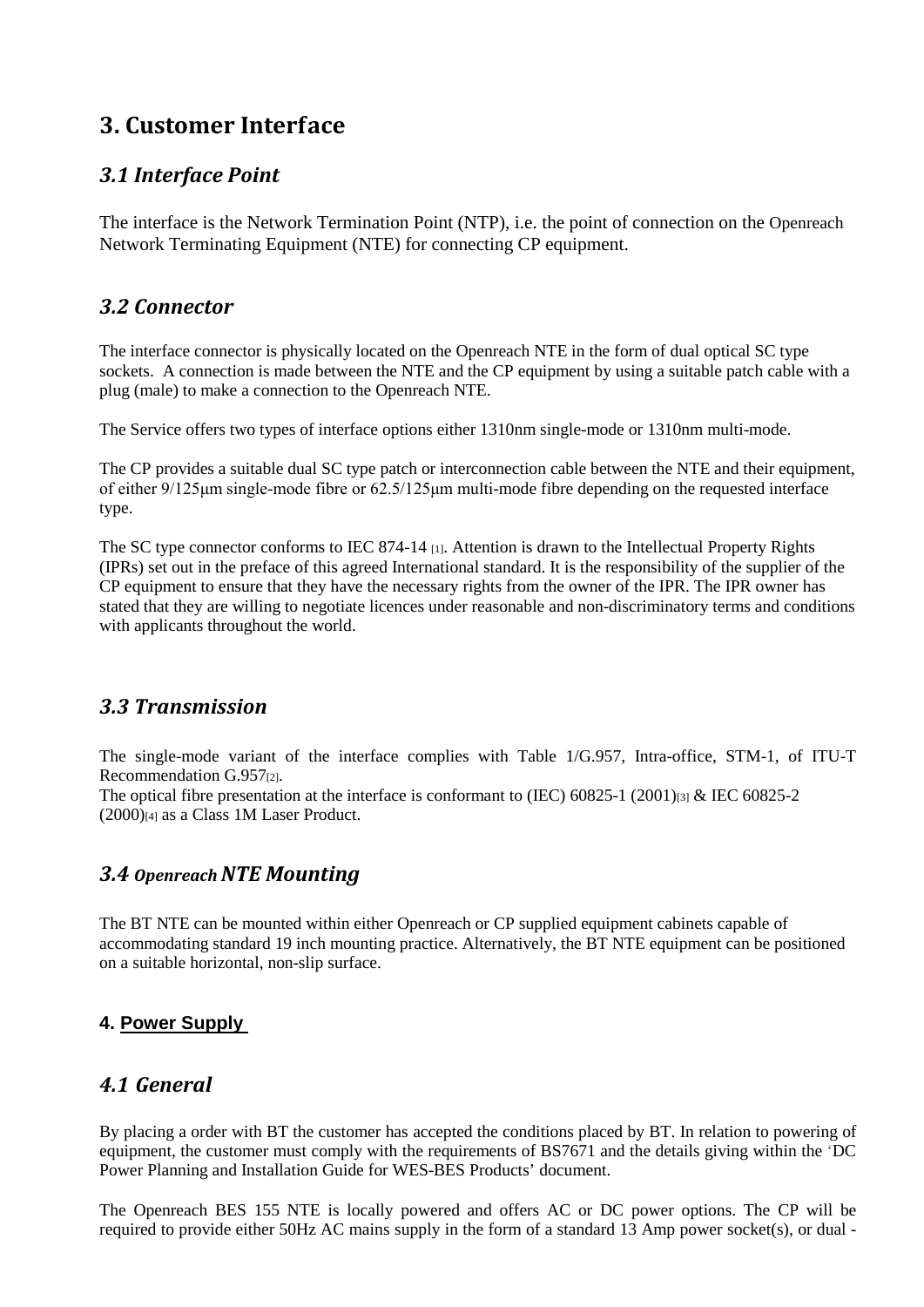# 3. Customer Interface

## *3.1 Interface Point*

The interface is the Network Termination Point (NTP), i.e. the point of connection on the Openreach Network Terminating Equipment (NTE) for connecting CP equipment.

## *3.2 Connector*

The interface connector is physically located on the Openreach NTE in the form of dual optical SC type sockets. A connection is made between the NTE and the CP equipment by using a suitable patch cable with a plug (male) to make a connection to the Openreach NTE.

The Service offers two types of interface options either 1310nm single-mode or 1310nm multi-mode.

The CP provides a suitable dual SC type patch or interconnection cable between the NTE and their equipment, of either 9/125μm single-mode fibre or 62.5/125μm multi-mode fibre depending on the requested interface type.

The SC type connector conforms to IEC 874-14 [1]. Attention is drawn to the Intellectual Property Rights (IPRs) set out in the preface of this agreed International standard. It is the responsibility of the supplier of the CP equipment to ensure that they have the necessary rights from the owner of the IPR. The IPR owner has stated that they are willing to negotiate licences under reasonable and non-discriminatory terms and conditions with applicants throughout the world.

## *3.3 Transmission*

The single-mode variant of the interface complies with Table 1/G.957, Intra-office, STM-1, of ITU-T Recommendation G.957[2].

The optical fibre presentation at the interface is conformant to (IEC) 60825-1 (2001)[3] & IEC 60825-2 (2000)[4] as a Class 1M Laser Product.

## *3.4 Openreach NTE Mounting*

The BT NTE can be mounted within either Openreach or CP supplied equipment cabinets capable of accommodating standard 19 inch mounting practice. Alternatively, the BT NTE equipment can be positioned on a suitable horizontal, non-slip surface.

### 4. Power Supply

## *4.1 General*

By placing a order with BT the customer has accepted the conditions placed by BT. In relation to powering of equipment, the customer must comply with the requirements of BS7671 and the details giving within the 'DC Power Planning and Installation Guide for WES-BES Products' document.

The Openreach BES 155 NTE is locally powered and offers AC or DC power options. The CP will be required to provide either 50Hz AC mains supply in the form of a standard 13 Amp power socket(s), or dual -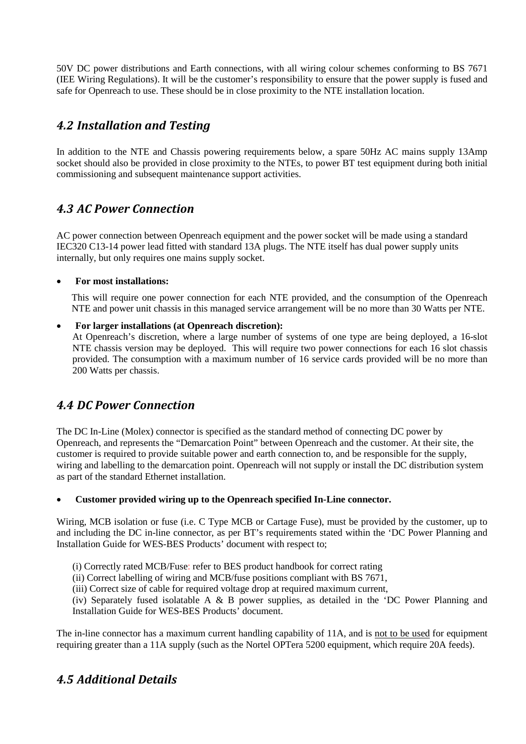50V DC power distributions and Earth connections, with all wiring colour schemes conforming to BS 7671 (IEE Wiring Regulations). It will be the customer's responsibility to ensure that the power supply is fused and safe for Openreach to use. These should be in close proximity to the NTE installation location.

## *4.2 Installation and Testing*

In addition to the NTE and Chassis powering requirements below, a spare 50Hz AC mains supply 13Amp socket should also be provided in close proximity to the NTEs, to power BT test equipment during both initial commissioning and subsequent maintenance support activities.

## *4.3 AC Power Connection*

AC power connection between Openreach equipment and the power socket will be made using a standard IEC320 C13-14 power lead fitted with standard 13A plugs. The NTE itself has dual power supply units internally, but only requires one mains supply socket.

- **For most installations:**

  This will require one power connection for each NTE provided, and the consumption of the Openreach NTE and power unit chassis in this managed service arrangement will be no more than 30 Watts per NTE.

- **For larger installations (at Openreach discretion):**
  At Openreach's discretion, where a large number of systems of one type are being deployed, a 16-slot NTE chassis version may be deployed. This will require two power connections for each 16 slot chassis provided. The consumption with a maximum number of 16 service cards provided will be no more than 200 Watts per chassis.

## *4.4 DC Power Connection*

The DC In-Line (Molex) connector is specified as the standard method of connecting DC power by Openreach, and represents the "Demarcation Point" between Openreach and the customer. At their site, the customer is required to provide suitable power and earth connection to, and be responsible for the supply, wiring and labelling to the demarcation point. Openreach will not supply or install the DC distribution system as part of the standard Ethernet installation.

- **Customer provided wiring up to the Openreach specified In-Line connector.**

Wiring, MCB isolation or fuse (i.e. C Type MCB or Cartage Fuse), must be provided by the customer, up to and including the DC in-line connector, as per BT's requirements stated within the 'DC Power Planning and Installation Guide for WES-BES Products' document with respect to;

(i) Correctly rated MCB/Fuse: refer to BES product handbook for correct rating
(ii) Correct labelling of wiring and MCB/fuse positions compliant with BS 7671,
(iii) Correct size of cable for required voltage drop at required maximum current,
(iv) Separately fused isolatable A & B power supplies, as detailed in the 'DC Power Planning and Installation Guide for WES-BES Products' document.

The in-line connector has a maximum current handling capability of 11A, and is <u>not to be used</u> for equipment requiring greater than a 11A supply (such as the Nortel OPTera 5200 equipment, which require 20A feeds).

## *4.5 Additional Details*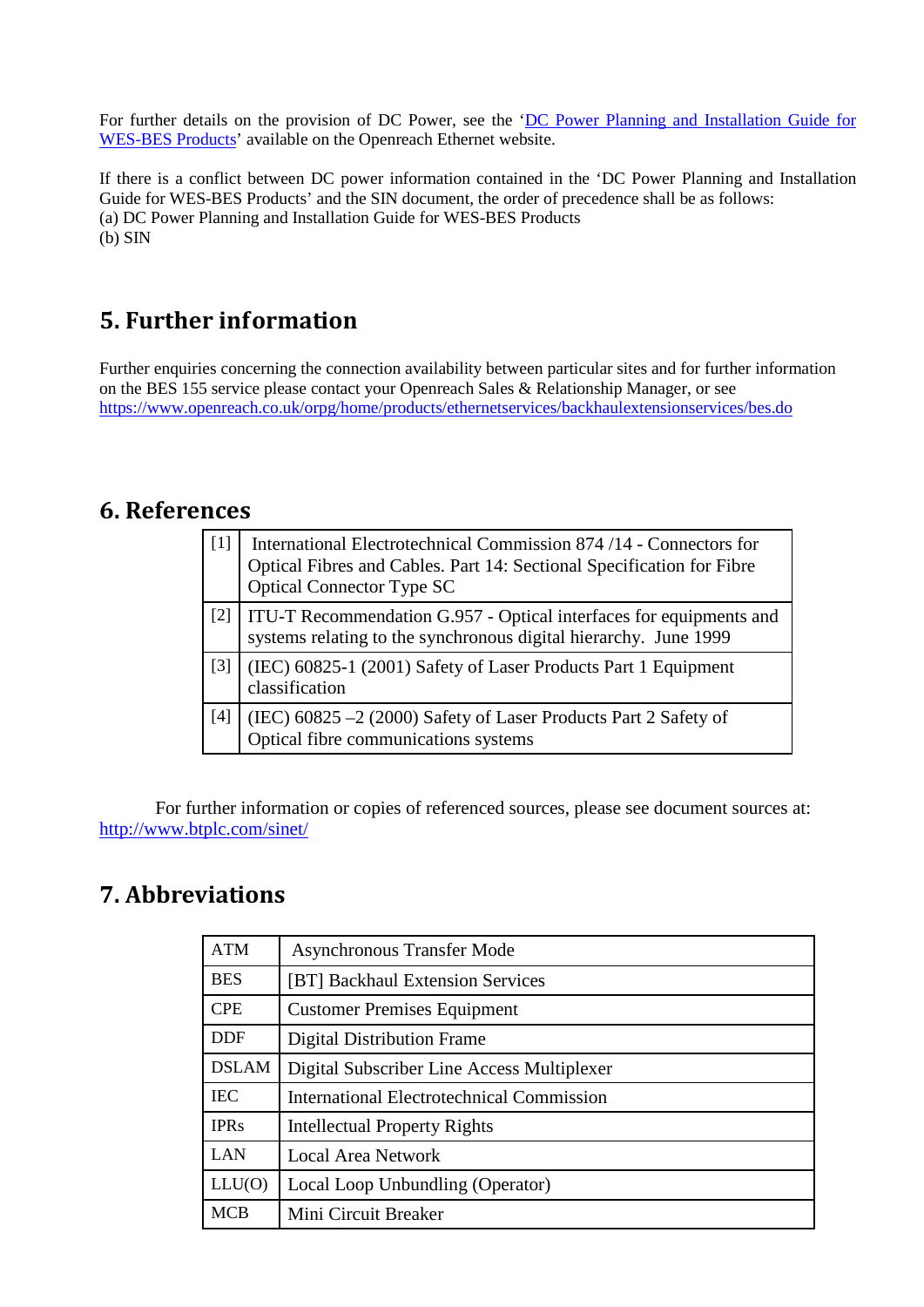For further details on the provision of DC Power, see the '[DC Power Planning and Installation Guide for WES-BES Products](#)' available on the Openreach Ethernet website.

If there is a conflict between DC power information contained in the 'DC Power Planning and Installation Guide for WES-BES Products' and the SIN document, the order of precedence shall be as follows:
(a) DC Power Planning and Installation Guide for WES-BES Products
(b) SIN

## 5. Further information

Further enquiries concerning the connection availability between particular sites and for further information on the BES 155 service please contact your Openreach Sales & Relationship Manager, or see https://www.openreach.co.uk/orpg/home/products/ethernetservices/backhaulextensionservices/bes.do

## 6. References

| | |
|---|---|
| [1] | International Electrotechnical Commission 874 /14 - Connectors for Optical Fibres and Cables. Part 14: Sectional Specification for Fibre Optical Connector Type SC |
| [2] | ITU-T Recommendation G.957 - Optical interfaces for equipments and systems relating to the synchronous digital hierarchy. June 1999 |
| [3] | (IEC) 60825-1 (2001) Safety of Laser Products Part 1 Equipment classification |
| [4] | (IEC) 60825 –2 (2000) Safety of Laser Products Part 2 Safety of Optical fibre communications systems |

For further information or copies of referenced sources, please see document sources at: http://www.btplc.com/sinet/

## 7. Abbreviations

| | |
|---|---|
| ATM | Asynchronous Transfer Mode |
| BES | [BT] Backhaul Extension Services |
| CPE | Customer Premises Equipment |
| DDF | Digital Distribution Frame |
| DSLAM | Digital Subscriber Line Access Multiplexer |
| IEC | International Electrotechnical Commission |
| IPRs | Intellectual Property Rights |
| LAN | Local Area Network |
| LLU(O) | Local Loop Unbundling (Operator) |
| MCB | Mini Circuit Breaker |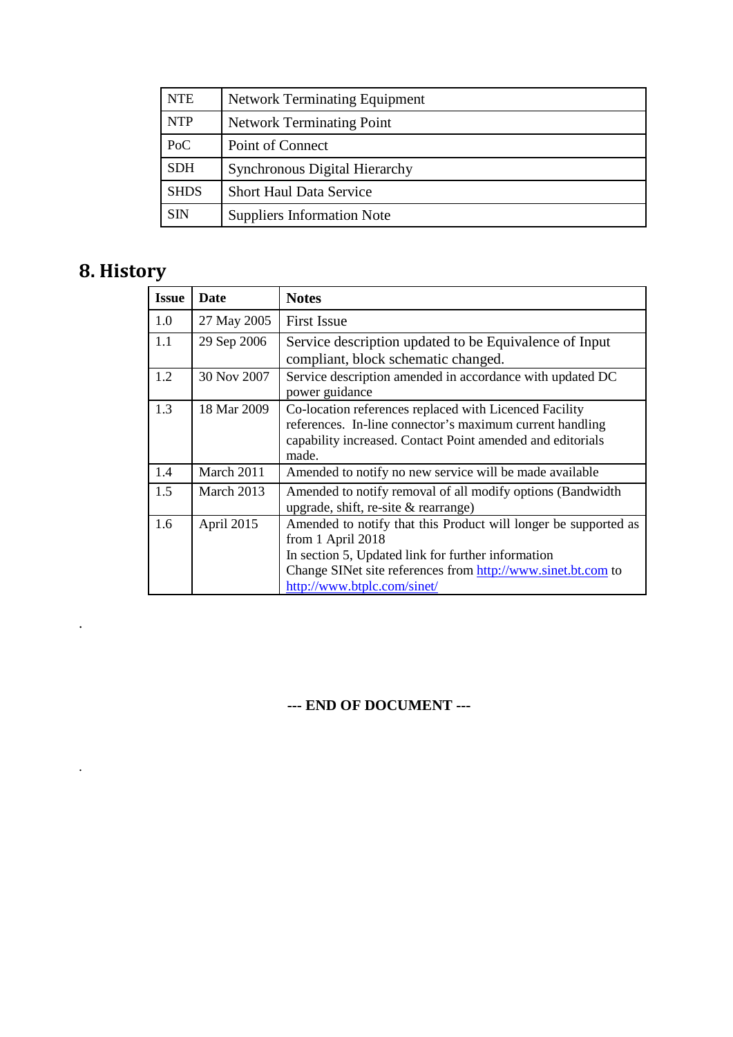| | |
|---|---|
| NTE | Network Terminating Equipment |
| NTP | Network Terminating Point |
| PoC | Point of Connect |
| SDH | Synchronous Digital Hierarchy |
| SHDS | Short Haul Data Service |
| SIN | Suppliers Information Note |

# 8. History

| Issue | Date | Notes |
|---|---|---|
| 1.0 | 27 May 2005 | First Issue |
| 1.1 | 29 Sep 2006 | Service description updated to be Equivalence of Input compliant, block schematic changed. |
| 1.2 | 30 Nov 2007 | Service description amended in accordance with updated DC power guidance |
| 1.3 | 18 Mar 2009 | Co-location references replaced with Licenced Facility references. In-line connector's maximum current handling capability increased. Contact Point amended and editorials made. |
| 1.4 | March 2011 | Amended to notify no new service will be made available |
| 1.5 | March 2013 | Amended to notify removal of all modify options (Bandwidth upgrade, shift, re-site & rearrange) |
| 1.6 | April 2015 | Amended to notify that this Product will longer be supported as from 1 April 2018<br>In section 5, Updated link for further information<br>Change SINet site references from http://www.sinet.bt.com to http://www.btplc.com/sinet/ |

.

**--- END OF DOCUMENT ---**

.